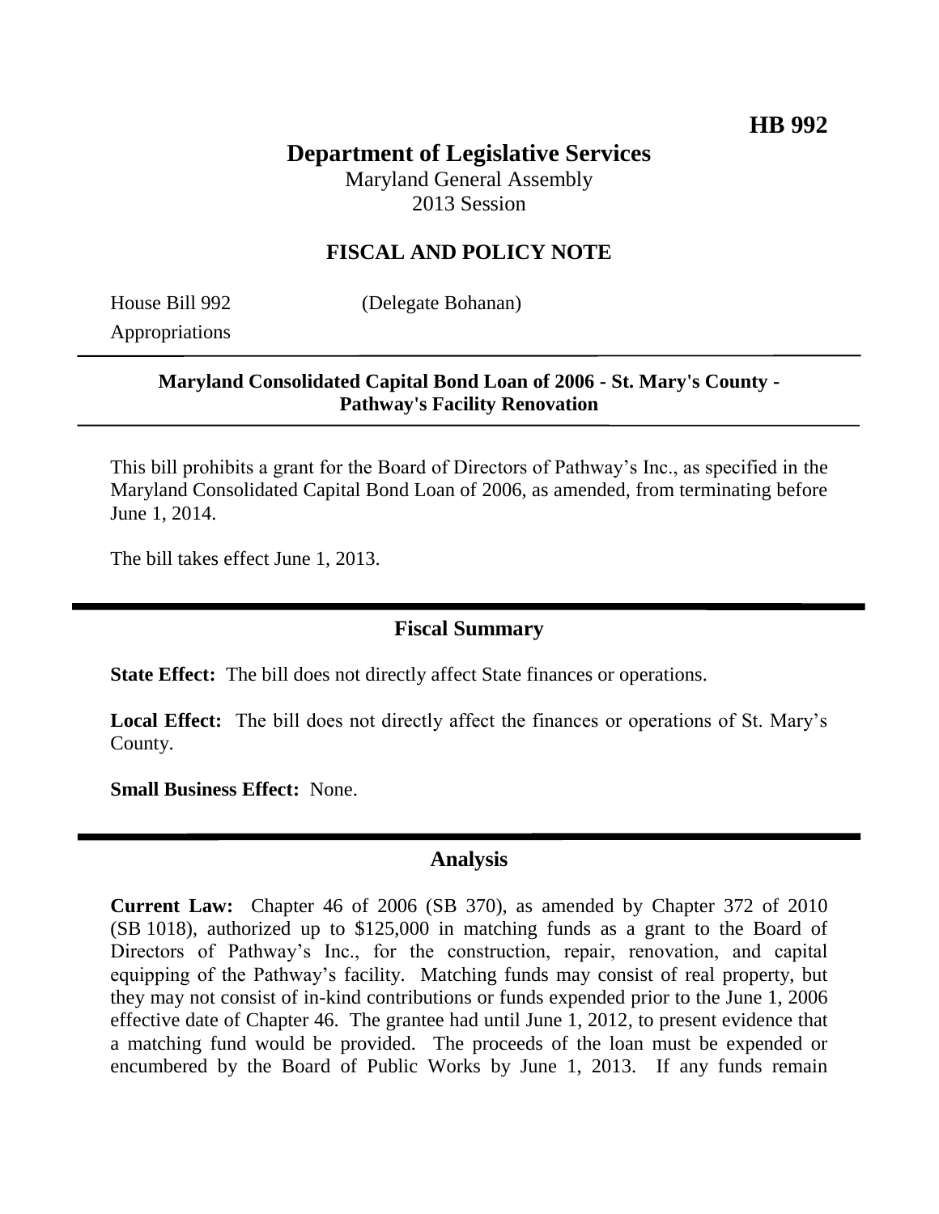**HB 992**

# Department of Legislative Services

Maryland General Assembly
2013 Session

## FISCAL AND POLICY NOTE

House Bill 992 (Delegate Bohanan)
Appropriations

---

**Maryland Consolidated Capital Bond Loan of 2006 - St. Mary's County - Pathway's Facility Renovation**

---

This bill prohibits a grant for the Board of Directors of Pathway's Inc., as specified in the Maryland Consolidated Capital Bond Loan of 2006, as amended, from terminating before June 1, 2014.

The bill takes effect June 1, 2013.

---

## Fiscal Summary

**State Effect:** The bill does not directly affect State finances or operations.

**Local Effect:** The bill does not directly affect the finances or operations of St. Mary's County.

**Small Business Effect:** None.

---

## Analysis

**Current Law:** Chapter 46 of 2006 (SB 370), as amended by Chapter 372 of 2010 (SB 1018), authorized up to $125,000 in matching funds as a grant to the Board of Directors of Pathway's Inc., for the construction, repair, renovation, and capital equipping of the Pathway's facility. Matching funds may consist of real property, but they may not consist of in-kind contributions or funds expended prior to the June 1, 2006 effective date of Chapter 46. The grantee had until June 1, 2012, to present evidence that a matching fund would be provided. The proceeds of the loan must be expended or encumbered by the Board of Public Works by June 1, 2013. If any funds remain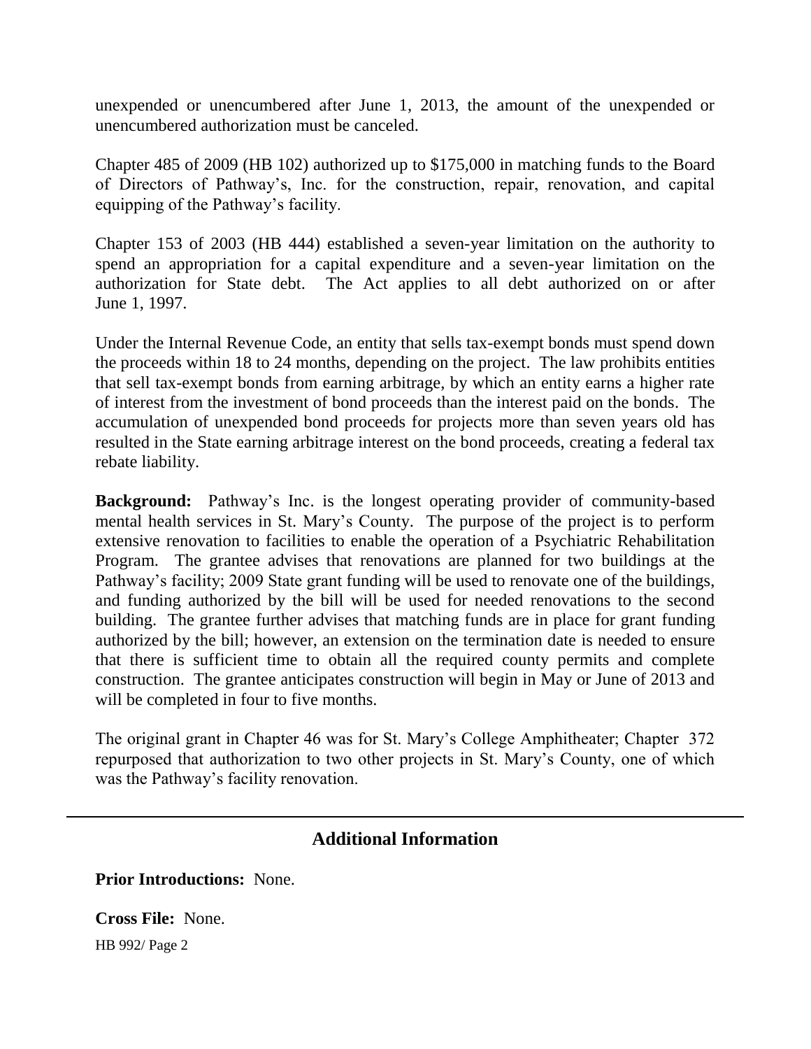unexpended or unencumbered after June 1, 2013, the amount of the unexpended or unencumbered authorization must be canceled.

Chapter 485 of 2009 (HB 102) authorized up to $175,000 in matching funds to the Board of Directors of Pathway's, Inc. for the construction, repair, renovation, and capital equipping of the Pathway's facility.

Chapter 153 of 2003 (HB 444) established a seven-year limitation on the authority to spend an appropriation for a capital expenditure and a seven-year limitation on the authorization for State debt. The Act applies to all debt authorized on or after June 1, 1997.

Under the Internal Revenue Code, an entity that sells tax-exempt bonds must spend down the proceeds within 18 to 24 months, depending on the project. The law prohibits entities that sell tax-exempt bonds from earning arbitrage, by which an entity earns a higher rate of interest from the investment of bond proceeds than the interest paid on the bonds. The accumulation of unexpended bond proceeds for projects more than seven years old has resulted in the State earning arbitrage interest on the bond proceeds, creating a federal tax rebate liability.

**Background:** Pathway's Inc. is the longest operating provider of community-based mental health services in St. Mary's County. The purpose of the project is to perform extensive renovation to facilities to enable the operation of a Psychiatric Rehabilitation Program. The grantee advises that renovations are planned for two buildings at the Pathway's facility; 2009 State grant funding will be used to renovate one of the buildings, and funding authorized by the bill will be used for needed renovations to the second building. The grantee further advises that matching funds are in place for grant funding authorized by the bill; however, an extension on the termination date is needed to ensure that there is sufficient time to obtain all the required county permits and complete construction. The grantee anticipates construction will begin in May or June of 2013 and will be completed in four to five months.

The original grant in Chapter 46 was for St. Mary's College Amphitheater; Chapter 372 repurposed that authorization to two other projects in St. Mary's County, one of which was the Pathway's facility renovation.

## Additional Information

**Prior Introductions:** None.

**Cross File:** None.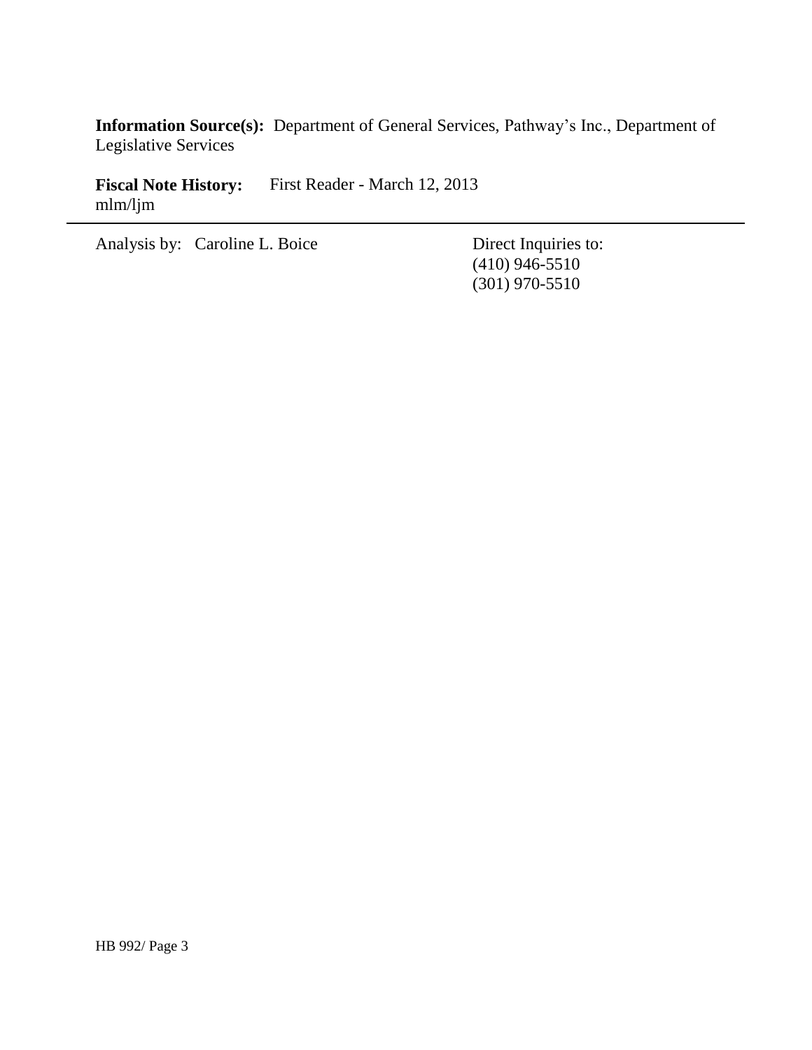**Information Source(s):** Department of General Services, Pathway's Inc., Department of Legislative Services

**Fiscal Note History:** First Reader - March 12, 2013
mlm/ljm

---

Analysis by: Caroline L. Boice

Direct Inquiries to:
(410) 946-5510
(301) 970-5510